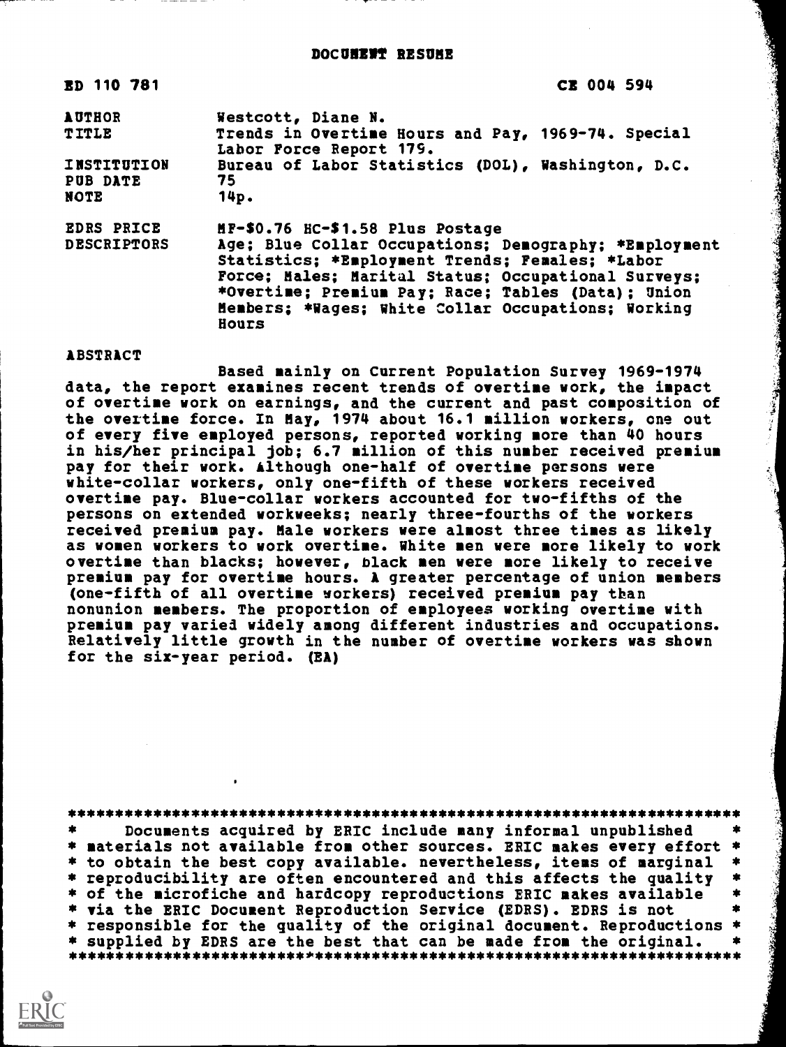# DOCUMENT RESUME

| ED 110 781 | CE 004 594 |
|---|---|
| AUTHOR | Westcott, Diane N. |
| TITLE | Trends in Overtime Hours and Pay, 1969-74. Special Labor Force Report 179. |
| INSTITUTION | Bureau of Labor Statistics (DOL), Washington, D.C. |
| PUB DATE | 75 |
| NOTE | 14p. |
| EDRS PRICE | MF-$0.76 HC-$1.58 Plus Postage |
| DESCRIPTORS | Age; Blue Collar Occupations; Demography; *Employment Statistics; *Employment Trends; Females; *Labor Force; Males; Marital Status; Occupational Surveys; *Overtime; Premium Pay; Race; Tables (Data); Union Members; *Wages; White Collar Occupations; Working Hours |

## ABSTRACT

Based mainly on Current Population Survey 1969-1974 data, the report examines recent trends of overtime work, the impact of overtime work on earnings, and the current and past composition of the overtime force. In May, 1974 about 16.1 million workers, one out of every five employed persons, reported working more than 40 hours in his/her principal job; 6.7 million of this number received premium pay for their work. Although one-half of overtime persons were white-collar workers, only one-fifth of these workers received overtime pay. Blue-collar workers accounted for two-fifths of the persons on extended workweeks; nearly three-fourths of the workers received premium pay. Male workers were almost three times as likely as women workers to work overtime. White men were more likely to work overtime than blacks; however, black men were more likely to receive premium pay for overtime hours. A greater percentage of union members (one-fifth of all overtime workers) received premium pay than nonunion members. The proportion of employees working overtime with premium pay varied widely among different industries and occupations. Relatively little growth in the number of overtime workers was shown for the six-year period. (EA)

***********************************************************************
* Documents acquired by ERIC include many informal unpublished *
* materials not available from other sources. ERIC makes every effort *
* to obtain the best copy available. nevertheless, items of marginal *
* reproducibility are often encountered and this affects the quality *
* of the microfiche and hardcopy reproductions ERIC makes available *
* via the ERIC Document Reproduction Service (EDRS). EDRS is not *
* responsible for the quality of the original document. Reproductions *
* supplied by EDRS are the best that can be made from the original. *
***********************************************************************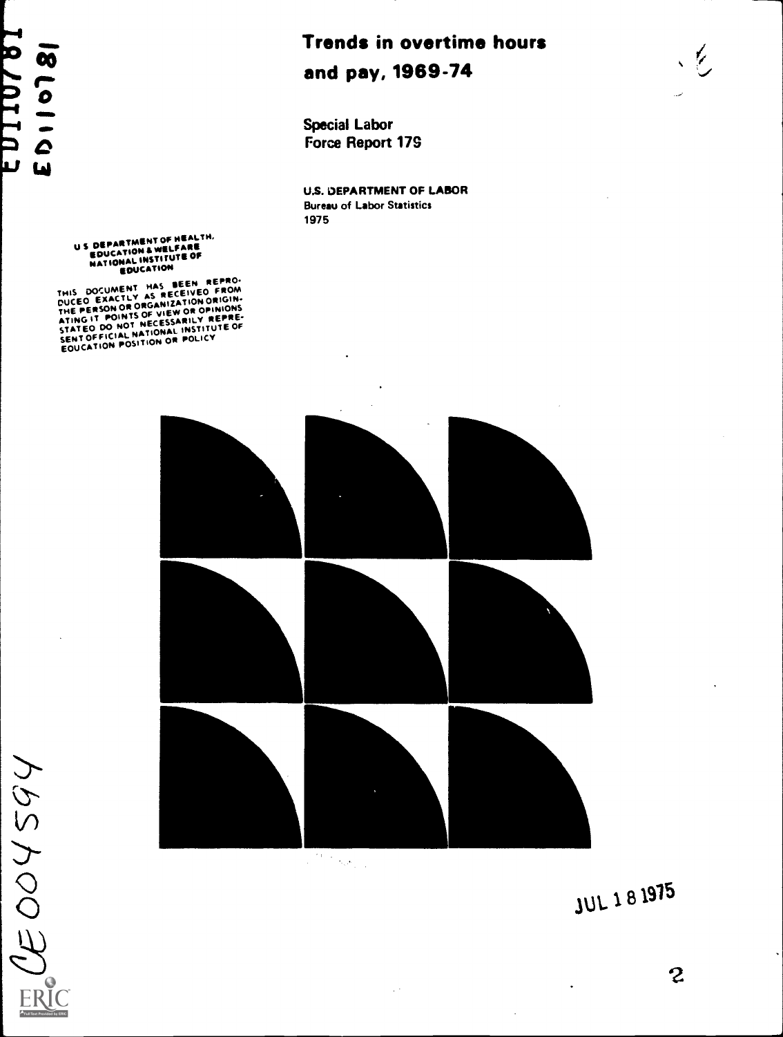ED110781

# Trends in overtime hours and pay, 1969-74

Special Labor Force Report 179

U.S. DEPARTMENT OF LABOR
Bureau of Labor Statistics
1975

U S DEPARTMENT OF HEALTH, EDUCATION & WELFARE
NATIONAL INSTITUTE OF EDUCATION

THIS DOCUMENT HAS BEEN REPRODUCED EXACTLY AS RECEIVED FROM THE PERSON OR ORGANIZATION ORIGINATING IT POINTS OF VIEW OR OPINIONS STATED DO NOT NECESSARILY REPRESENT OFFICIAL NATIONAL INSTITUTE OF EDUCATION POSITION OR POLICY

CE004594

JUL 18 1975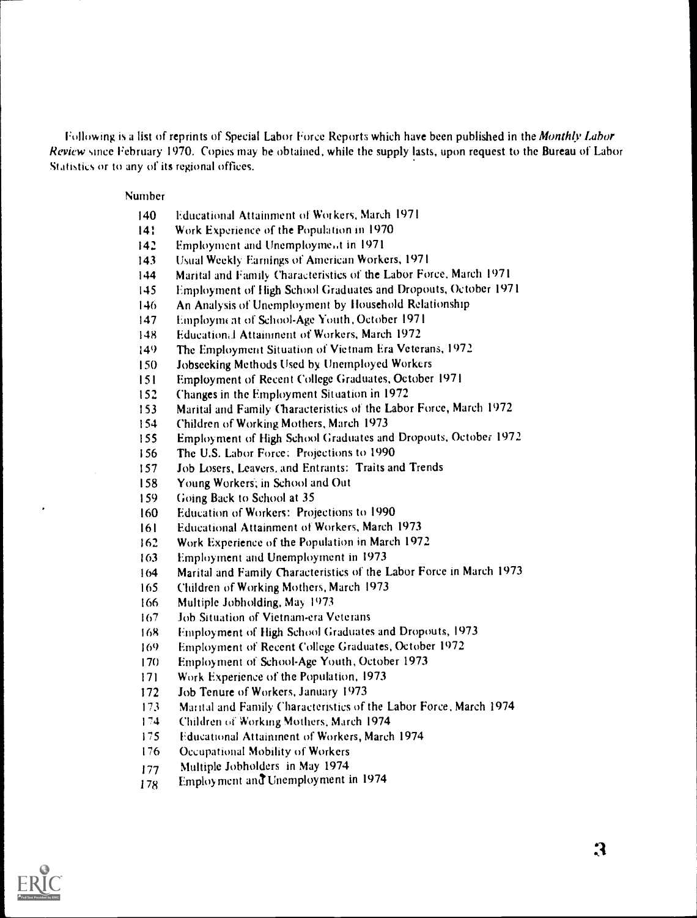Following is a list of reprints of Special Labor Force Reports which have been published in the *Monthly Labor Review* since February 1970. Copies may be obtained, while the supply lasts, upon request to the Bureau of Labor Statistics or to any of its regional offices.

| Number | |
|---|---|
| 140 | Educational Attainment of Workers, March 1971 |
| 141 | Work Experience of the Population in 1970 |
| 142 | Employment and Unemployment in 1971 |
| 143 | Usual Weekly Earnings of American Workers, 1971 |
| 144 | Marital and Family Characteristics of the Labor Force, March 1971 |
| 145 | Employment of High School Graduates and Dropouts, October 1971 |
| 146 | An Analysis of Unemployment by Household Relationship |
| 147 | Employment of School-Age Youth, October 1971 |
| 148 | Educational Attainment of Workers, March 1972 |
| 149 | The Employment Situation of Vietnam Era Veterans, 1972 |
| 150 | Jobseeking Methods Used by Unemployed Workers |
| 151 | Employment of Recent College Graduates, October 1971 |
| 152 | Changes in the Employment Situation in 1972 |
| 153 | Marital and Family Characteristics of the Labor Force, March 1972 |
| 154 | Children of Working Mothers, March 1973 |
| 155 | Employment of High School Graduates and Dropouts, October 1972 |
| 156 | The U.S. Labor Force: Projections to 1990 |
| 157 | Job Losers, Leavers, and Entrants: Traits and Trends |
| 158 | Young Workers; in School and Out |
| 159 | Going Back to School at 35 |
| 160 | Education of Workers: Projections to 1990 |
| 161 | Educational Attainment of Workers, March 1973 |
| 162 | Work Experience of the Population in March 1972 |
| 163 | Employment and Unemployment in 1973 |
| 164 | Marital and Family Characteristics of the Labor Force in March 1973 |
| 165 | Children of Working Mothers, March 1973 |
| 166 | Multiple Jobholding, May 1973 |
| 167 | Job Situation of Vietnam-era Veterans |
| 168 | Employment of High School Graduates and Dropouts, 1973 |
| 169 | Employment of Recent College Graduates, October 1972 |
| 170 | Employment of School-Age Youth, October 1973 |
| 171 | Work Experience of the Population, 1973 |
| 172 | Job Tenure of Workers, January 1973 |
| 173 | Marital and Family Characteristics of the Labor Force, March 1974 |
| 174 | Children of Working Mothers, March 1974 |
| 175 | Educational Attainment of Workers, March 1974 |
| 176 | Occupational Mobility of Workers |
| 177 | Multiple Jobholders in May 1974 |
| 178 | Employment and Unemployment in 1974 |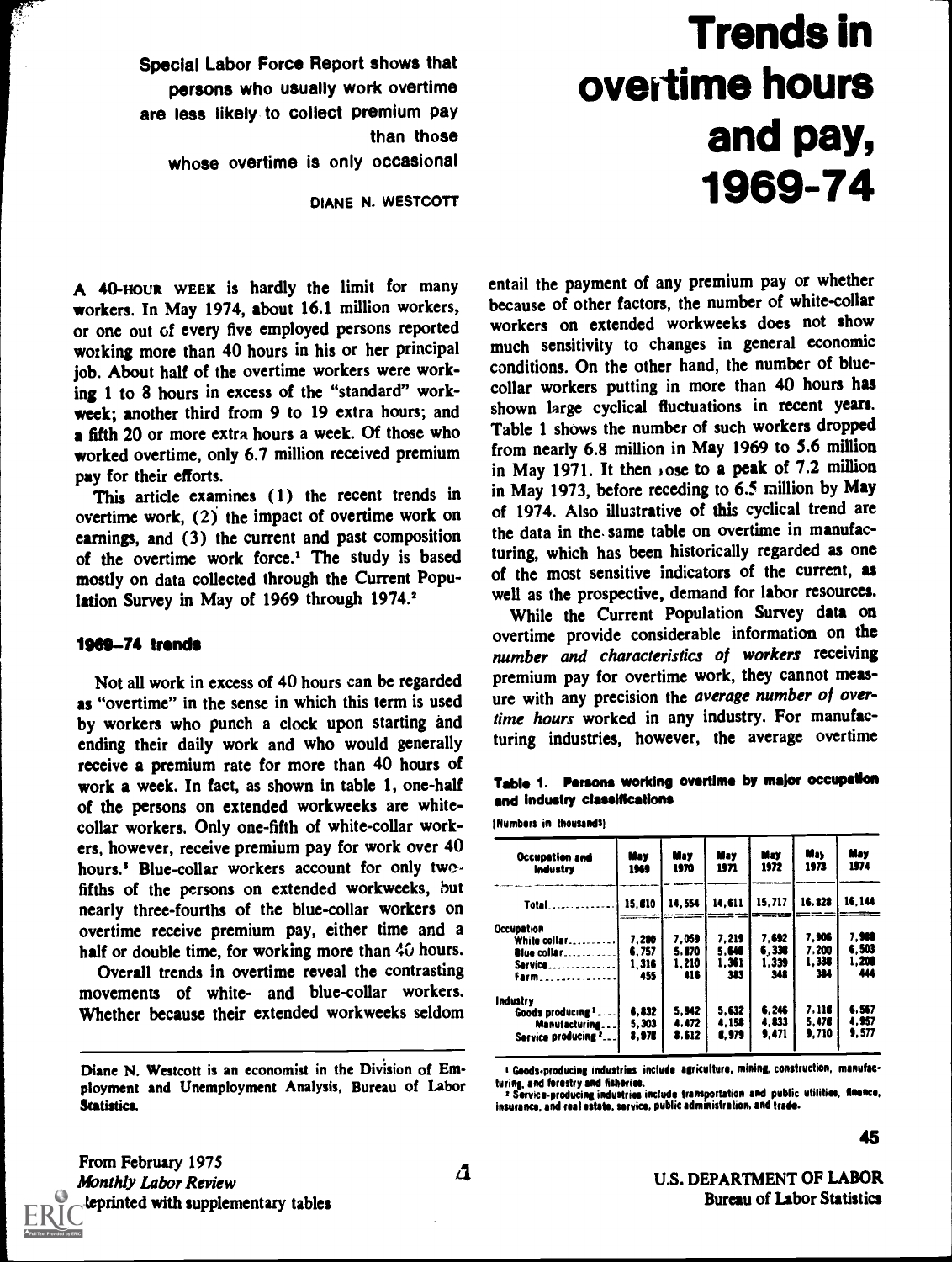# Trends in overtime hours and pay, 1969-74

Special Labor Force Report shows that persons who usually work overtime are less likely to collect premium pay than those whose overtime is only occasional

DIANE N. WESTCOTT

A 40-HOUR WEEK is hardly the limit for many workers. In May 1974, about 16.1 million workers, or one out of every five employed persons reported working more than 40 hours in his or her principal job. About half of the overtime workers were working 1 to 8 hours in excess of the "standard" workweek; another third from 9 to 19 extra hours; and a fifth 20 or more extra hours a week. Of those who worked overtime, only 6.7 million received premium pay for their efforts.

This article examines (1) the recent trends in overtime work, (2) the impact of overtime work on earnings, and (3) the current and past composition of the overtime work force.[1] The study is based mostly on data collected through the Current Population Survey in May of 1969 through 1974.[2]

## 1969-74 trends

Not all work in excess of 40 hours can be regarded as "overtime" in the sense in which this term is used by workers who punch a clock upon starting and ending their daily work and who would generally receive a premium rate for more than 40 hours of work a week. In fact, as shown in table 1, one-half of the persons on extended workweeks are white-collar workers. Only one-fifth of white-collar workers, however, receive premium pay for work over 40 hours.[3] Blue-collar workers account for only two-fifths of the persons on extended workweeks, but nearly three-fourths of the blue-collar workers on overtime receive premium pay, either time and a half or double time, for working more than 40 hours.

Overall trends in overtime reveal the contrasting movements of white- and blue-collar workers. Whether because their extended workweeks seldom entail the payment of any premium pay or whether because of other factors, the number of white-collar workers on extended workweeks does not show much sensitivity to changes in general economic conditions. On the other hand, the number of blue-collar workers putting in more than 40 hours has shown large cyclical fluctuations in recent years. Table 1 shows the number of such workers dropped from nearly 6.8 million in May 1969 to 5.6 million in May 1971. It then rose to a peak of 7.2 million in May 1973, before receding to 6.5 million by May of 1974. Also illustrative of this cyclical trend are the data in the same table on overtime in manufacturing, which has been historically regarded as one of the most sensitive indicators of the current, as well as the prospective, demand for labor resources.

While the Current Population Survey data on overtime provide considerable information on the *number and characteristics of workers* receiving premium pay for overtime work, they cannot measure with any precision the *average number of overtime hours* worked in any industry. For manufacturing industries, however, the average overtime

Diane N. Westcott is an economist in the Division of Employment and Unemployment Analysis, Bureau of Labor Statistics.

**Table 1. Persons working overtime by major occupation and industry classifications**

[Numbers in thousands]

| Occupation and industry | May 1969 | May 1970 | May 1971 | May 1972 | May 1973 | May 1974 |
|---|---|---|---|---|---|---|
| Total | 15,810 | 14,554 | 14,611 | 15,717 | 16,828 | 16,144 |
| Occupation | | | | | | |
| White collar | 7,280 | 7,059 | 7,219 | 7,692 | 7,906 | 7,988 |
| Blue collar | 6,757 | 5,870 | 5,648 | 6,338 | 7,200 | 6,503 |
| Service | 1,316 | 1,210 | 1,361 | 1,339 | 1,338 | 1,208 |
| Farm | 455 | 416 | 383 | 348 | 384 | 444 |
| Industry | | | | | | |
| Goods producing[1] | 6,832 | 5,942 | 5,632 | 6,246 | 7,118 | 6,567 |
| Manufacturing | 5,303 | 4,472 | 4,158 | 4,833 | 5,478 | 4,957 |
| Service producing[2] | 8,978 | 8,612 | 8,979 | 9,471 | 9,710 | 9,577 |

[1] Goods-producing industries include agriculture, mining, construction, manufacturing, and forestry and fisheries.
[2] Service-producing industries include transportation and public utilities, finance, insurance, and real estate, service, public administration, and trade.

From February 1975 *Monthly Labor Review* reprinted with supplementary tables

U.S. DEPARTMENT OF LABOR
Bureau of Labor Statistics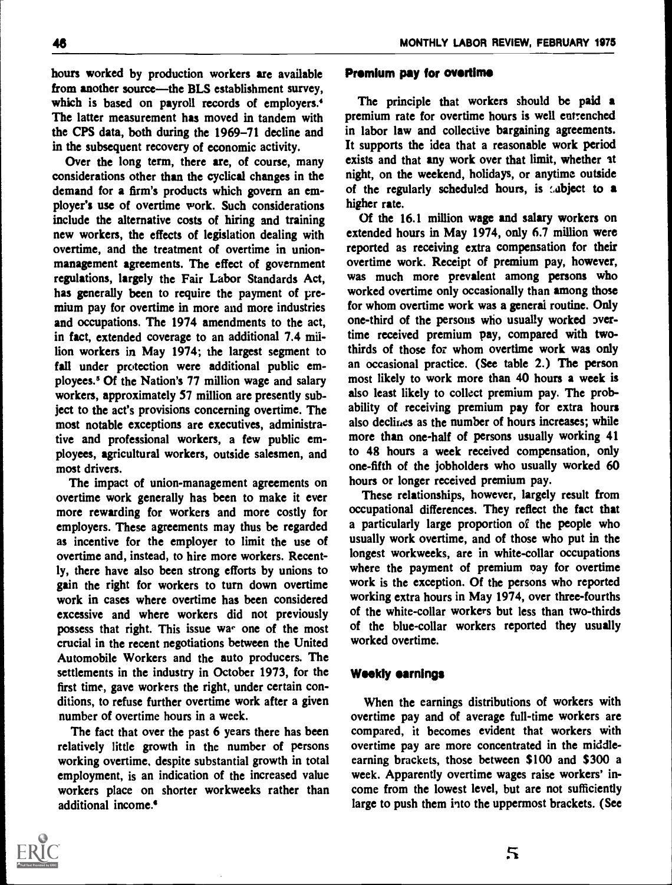hours worked by production workers are available from another source—the BLS establishment survey, which is based on payroll records of employers.[4] The latter measurement has moved in tandem with the CPS data, both during the 1969–71 decline and in the subsequent recovery of economic activity.

Over the long term, there are, of course, many considerations other than the cyclical changes in the demand for a firm's products which govern an employer's use of overtime work. Such considerations include the alternative costs of hiring and training new workers, the effects of legislation dealing with overtime, and the treatment of overtime in union-management agreements. The effect of government regulations, largely the Fair Labor Standards Act, has generally been to require the payment of premium pay for overtime in more and more industries and occupations. The 1974 amendments to the act, in fact, extended coverage to an additional 7.4 million workers in May 1974; the largest segment to fall under protection were additional public employees.[5] Of the Nation's 77 million wage and salary workers, approximately 57 million are presently subject to the act's provisions concerning overtime. The most notable exceptions are executives, administrative and professional workers, a few public employees, agricultural workers, outside salesmen, and most drivers.

The impact of union-management agreements on overtime work generally has been to make it ever more rewarding for workers and more costly for employers. These agreements may thus be regarded as incentive for the employer to limit the use of overtime and, instead, to hire more workers. Recently, there have also been strong efforts by unions to gain the right for workers to turn down overtime work in cases where overtime has been considered excessive and where workers did not previously possess that right. This issue was one of the most crucial in the recent negotiations between the United Automobile Workers and the auto producers. The settlements in the industry in October 1973, for the first time, gave workers the right, under certain conditions, to refuse further overtime work after a given number of overtime hours in a week.

The fact that over the past 6 years there has been relatively little growth in the number of persons working overtime, despite substantial growth in total employment, is an indication of the increased value workers place on shorter workweeks rather than additional income.[6]

### Premium pay for overtime

The principle that workers should be paid a premium rate for overtime hours is well entrenched in labor law and collective bargaining agreements. It supports the idea that a reasonable work period exists and that any work over that limit, whether at night, on the weekend, holidays, or anytime outside of the regularly scheduled hours, is subject to a higher rate.

Of the 16.1 million wage and salary workers on extended hours in May 1974, only 6.7 million were reported as receiving extra compensation for their overtime work. Receipt of premium pay, however, was much more prevalent among persons who worked overtime only occasionally than among those for whom overtime work was a general routine. Only one-third of the persons who usually worked overtime received premium pay, compared with two-thirds of those for whom overtime work was only an occasional practice. (See table 2.) The person most likely to work more than 40 hours a week is also least likely to collect premium pay. The probability of receiving premium pay for extra hours also declines as the number of hours increases; while more than one-half of persons usually working 41 to 48 hours a week received compensation, only one-fifth of the jobholders who usually worked 60 hours or longer received premium pay.

These relationships, however, largely result from occupational differences. They reflect the fact that a particularly large proportion of the people who usually work overtime, and of those who put in the longest workweeks, are in white-collar occupations where the payment of premium pay for overtime work is the exception. Of the persons who reported working extra hours in May 1974, over three-fourths of the white-collar workers but less than two-thirds of the blue-collar workers reported they usually worked overtime.

### Weekly earnings

When the earnings distributions of workers with overtime pay and of average full-time workers are compared, it becomes evident that workers with overtime pay are more concentrated in the middle-earning brackets, those between $100 and $300 a week. Apparently overtime wages raise workers' income from the lowest level, but are not sufficiently large to push them into the uppermost brackets. (See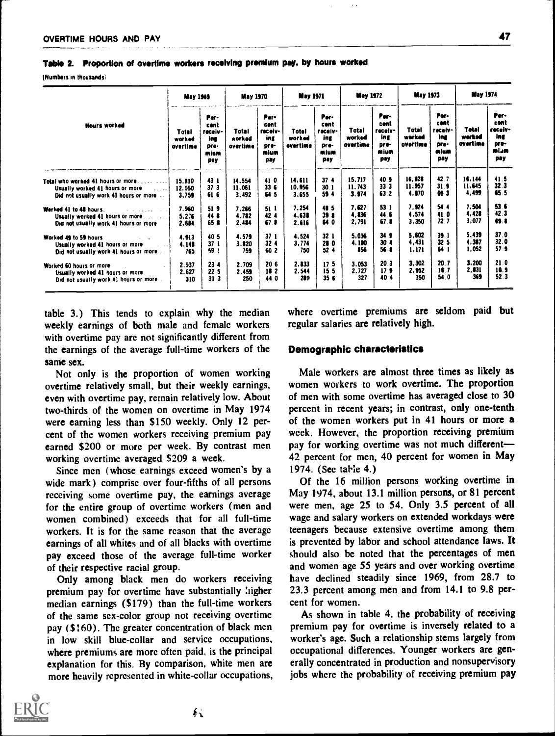**Table 2. Proportion of overtime workers receiving premium pay, by hours worked**

[Numbers in thousands]

| Hours worked | May 1969 | | May 1970 | | May 1971 | | May 1972 | | May 1973 | | May 1974 | |
|---|---|---|---|---|---|---|---|---|---|---|---|---|
| | Total worked overtime | Percent receiving premium pay | Total worked overtime | Percent receiving premium pay | Total worked overtime | Percent receiving premium pay | Total worked overtime | Percent receiving premium pay | Total worked overtime | Percent receiving premium pay | Total worked overtime | Percent receiving premium pay |
| Total who worked 41 hours or more | 15,810 | 43.1 | 14,554 | 41.0 | 14,611 | 37.4 | 15,717 | 40.9 | 16,828 | 42.7 | 16,144 | 41.5 |
| Usually worked 41 hours or more | 12,050 | 37.3 | 11,061 | 33.6 | 10,956 | 30.1 | 11,743 | 33.3 | 11,957 | 31.9 | 11,645 | 32.3 |
| Did not usually work 41 hours or more | 3,759 | 61.6 | 3,492 | 64.5 | 3,655 | 59.4 | 3,974 | 63.2 | 4,870 | 69.3 | 4,499 | 65.5 |
| Worked 41 to 48 hours | 7,960 | 51.9 | 7,266 | 51.1 | 7,254 | 48.5 | 7,627 | 53.1 | 7,924 | 54.4 | 7,504 | 53.6 |
| Usually worked 41 hours or more | 5,276 | 44.8 | 4,782 | 42.4 | 4,638 | 39.8 | 4,836 | 44.6 | 4,574 | 41.0 | 4,428 | 42.3 |
| Did not usually work 41 hours or more | 2,684 | 65.8 | 2,484 | 67.8 | 2,616 | 64.0 | 2,791 | 67.8 | 3,350 | 72.7 | 3,077 | 69.8 |
| Worked 49 to 59 hours | 4,913 | 40.5 | 4,579 | 37.1 | 4,524 | 32.1 | 5,036 | 34.9 | 5,602 | 39.1 | 5,439 | 37.0 |
| Usually worked 41 hours or more | 4,148 | 37.1 | 3,820 | 32.4 | 3,774 | 28.0 | 4,180 | 30.4 | 4,431 | 32.5 | 4,387 | 32.0 |
| Did not usually work 41 hours or more | 765 | 59.1 | 759 | 60.2 | 750 | 52.4 | 856 | 56.8 | 1,171 | 64.1 | 1,052 | 57.9 |
| Worked 60 hours or more | 2,937 | 23.4 | 2,709 | 20.6 | 2,833 | 17.5 | 3,053 | 20.3 | 3,302 | 20.7 | 3,200 | 21.0 |
| Usually worked 41 hours or more | 2,627 | 22.5 | 2,459 | 18.2 | 2,544 | 15.5 | 2,727 | 17.9 | 2,952 | 16.7 | 2,831 | 16.9 |
| Did not usually work 41 hours or more | 310 | 31.3 | 250 | 44.0 | 289 | 35.6 | 327 | 40.4 | 350 | 54.0 | 369 | 52.3 |

table 3.) This tends to explain why the median weekly earnings of both male and female workers with overtime pay are not significantly different from the earnings of the average full-time workers of the same sex.

Not only is the proportion of women working overtime relatively small, but their weekly earnings, even with overtime pay, remain relatively low. About two-thirds of the women on overtime in May 1974 were earning less than $150 weekly. Only 12 percent of the women workers receiving premium pay earned $200 or more per week. By contrast men working overtime averaged $209 a week.

Since men (whose earnings exceed women's by a wide mark) comprise over four-fifths of all persons receiving some overtime pay, the earnings average for the entire group of overtime workers (men and women combined) exceeds that for all full-time workers. It is for the same reason that the average earnings of all whites and of all blacks with overtime pay exceed those of the average full-time worker of their respective racial group.

Only among black men do workers receiving premium pay for overtime have substantially higher median earnings ($179) than the full-time workers of the same sex-color group not receiving overtime pay ($160). The greater concentration of black men in low skill blue-collar and service occupations, where premiums are more often paid, is the principal explanation for this. By comparison, white men are more heavily represented in white-collar occupations, where overtime premiums are seldom paid but regular salaries are relatively high.

## Demographic characteristics

Male workers are almost three times as likely as women workers to work overtime. The proportion of men with some overtime has averaged close to 30 percent in recent years; in contrast, only one-tenth of the women workers put in 41 hours or more a week. However, the proportion receiving premium pay for working overtime was not much different—42 percent for men, 40 percent for women in May 1974. (See table 4.)

Of the 16 million persons working overtime in May 1974, about 13.1 million persons, or 81 percent were men, age 25 to 54. Only 3.5 percent of all wage and salary workers on extended workdays were teenagers because extensive overtime among them is prevented by labor and school attendance laws. It should also be noted that the percentages of men and women age 55 years and over working overtime have declined steadily since 1969, from 28.7 to 23.3 percent among men and from 14.1 to 9.8 percent for women.

As shown in table 4, the probability of receiving premium pay for overtime is inversely related to a worker's age. Such a relationship stems largely from occupational differences. Younger workers are generally concentrated in production and nonsupervisory jobs where the probability of receiving premium pay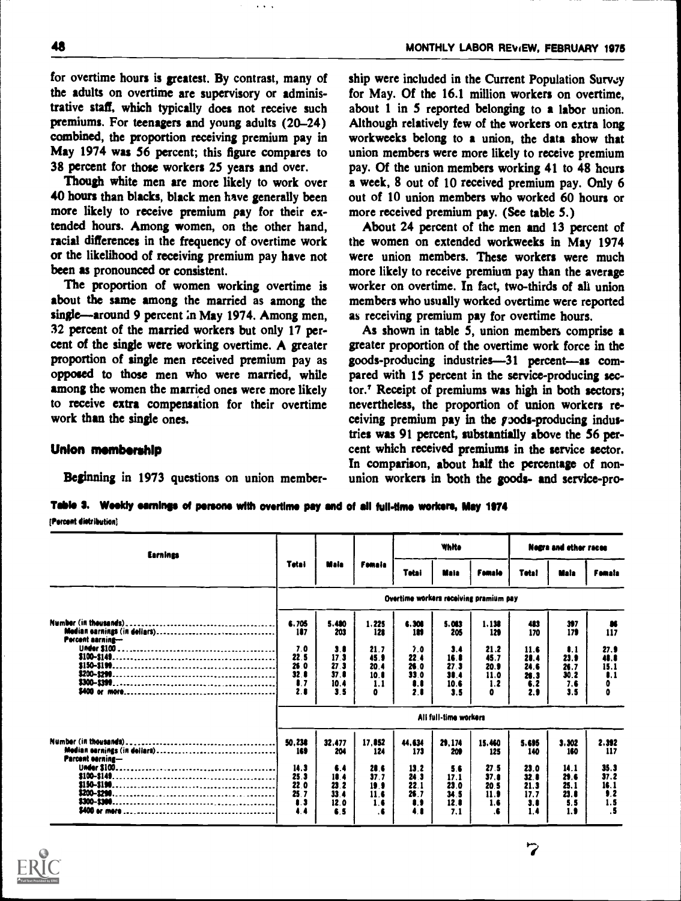for overtime hours is greatest. By contrast, many of the adults on overtime are supervisory or administrative staff, which typically does not receive such premiums. For teenagers and young adults (20–24) combined, the proportion receiving premium pay in May 1974 was 56 percent; this figure compares to 38 percent for those workers 25 years and over.

Though white men are more likely to work over 40 hours than blacks, black men have generally been more likely to receive premium pay for their extended hours. Among women, on the other hand, racial differences in the frequency of overtime work or the likelihood of receiving premium pay have not been as pronounced or consistent.

The proportion of women working overtime is about the same among the married as among the single—around 9 percent in May 1974. Among men, 32 percent of the married workers but only 17 percent of the single were working overtime. A greater proportion of single men received premium pay as opposed to those men who were married, while among the women the married ones were more likely to receive extra compensation for their overtime work than the single ones.

## Union membership

Beginning in 1973 questions on union membership were included in the Current Population Survey for May. Of the 16.1 million workers on overtime, about 1 in 5 reported belonging to a labor union. Although relatively few of the workers on extra long workweeks belong to a union, the data show that union members were more likely to receive premium pay. Of the union members working 41 to 48 hours a week, 8 out of 10 received premium pay. Only 6 out of 10 union members who worked 60 hours or more received premium pay. (See table 5.)

About 24 percent of the men and 13 percent of the women on extended workweeks in May 1974 were union members. These workers were much more likely to receive premium pay than the average worker on overtime. In fact, two-thirds of all union members who usually worked overtime were reported as receiving premium pay for overtime hours.

As shown in table 5, union members comprise a greater proportion of the overtime work force in the goods-producing industries—31 percent—as compared with 15 percent in the service-producing sector.[7] Receipt of premiums was high in both sectors; nevertheless, the proportion of union workers receiving premium pay in the goods-producing industries was 91 percent, substantially above the 56 percent which received premiums in the service sector. In comparison, about half the percentage of nonunion workers in both the goods- and service-pro-

**Table 3. Weekly earnings of persons with overtime pay and of all full-time workers, May 1974**

[Percent distribution]

| Earnings | Total | Male | Female | White Total | White Male | White Female | Negro and other races Total | Negro and other races Male | Negro and other races Female |
|---|---|---|---|---|---|---|---|---|---|
| | Overtime workers receiving premium pay | | | | | | | | |
| Number (in thousands) | 6,705 | 5,480 | 1,225 | 6,308 | 5,083 | 1,138 | 483 | 397 | 86 |
| Median earnings (in dollars) | 187 | 203 | 128 | 189 | 205 | 129 | 170 | 179 | 117 |
| Percent earning— | | | | | | | | | |
| Under $100 | 7.0 | 3.8 | 21.7 | 7.0 | 3.4 | 21.2 | 11.6 | 8.1 | 27.9 |
| $100–$149 | 22.5 | 17.3 | 45.9 | 22.4 | 16.8 | 45.7 | 28.4 | 23.9 | 48.8 |
| $150–$199 | 26.0 | 27.3 | 20.4 | 26.0 | 27.3 | 20.9 | 24.6 | 26.7 | 15.1 |
| $200–$299 | 32.8 | 37.8 | 10.8 | 33.0 | 38.4 | 11.0 | 26.3 | 30.2 | 8.1 |
| $300–$399 | 8.7 | 10.4 | 1.1 | 8.8 | 10.6 | 1.2 | 6.2 | 7.6 | 0 |
| $400 or more | 2.8 | 3.5 | 0 | 2.8 | 3.5 | 0 | 2.9 | 3.5 | 0 |
| | All full-time workers | | | | | | | | |
| Number (in thousands) | 50,238 | 32,477 | 17,852 | 44,634 | 29,174 | 15,460 | 5,695 | 3,302 | 2,392 |
| Median earnings (in dollars) | 169 | 204 | 124 | 173 | 209 | 125 | 140 | 160 | 117 |
| Percent earning— | | | | | | | | | |
| Under $100 | 14.3 | 6.4 | 28.6 | 13.2 | 5.6 | 27.5 | 23.0 | 14.1 | 35.3 |
| $100–$149 | 25.3 | 18.4 | 37.7 | 24.3 | 17.1 | 37.8 | 32.8 | 29.6 | 37.2 |
| $150–$199 | 22.0 | 23.2 | 19.9 | 22.1 | 23.0 | 20.5 | 21.3 | 25.1 | 16.1 |
| $200–$299 | 25.7 | 33.4 | 11.6 | 26.7 | 34.5 | 11.9 | 17.7 | 23.8 | 9.2 |
| $300–$399 | 8.3 | 12.0 | 1.6 | 8.9 | 12.8 | 1.6 | 3.8 | 5.5 | 1.5 |
| $400 or more | 4.4 | 6.5 | .6 | 4.8 | 7.1 | .6 | 1.4 | 1.9 | .5 |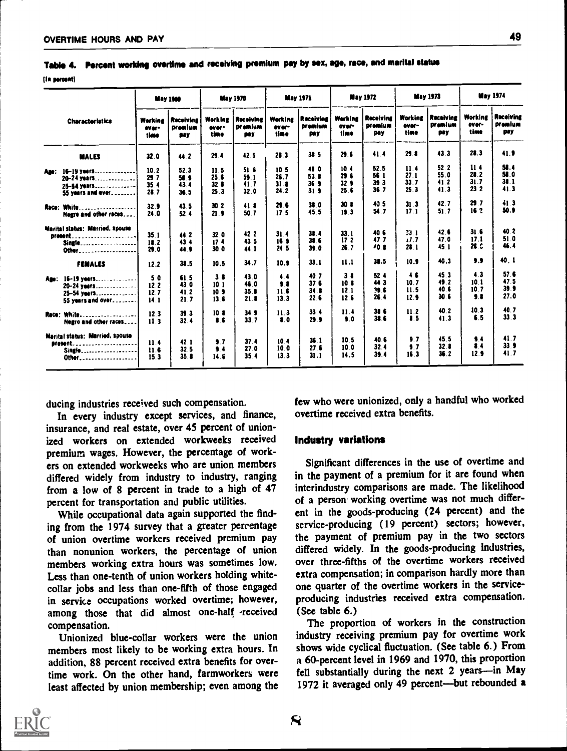**Table 4. Percent working overtime and receiving premium pay by sex, age, race, and marital status**

[In percent]

| Characteristics | May 1969 | | May 1970 | | May 1971 | | May 1972 | | May 1973 | | May 1974 | |
|---|---|---|---|---|---|---|---|---|---|---|---|---|
| | Working overtime | Receiving premium pay | Working overtime | Receiving premium pay | Working overtime | Receiving premium pay | Working overtime | Receiving premium pay | Working overtime | Receiving premium pay | Working overtime | Receiving premium pay |
| **MALES** | 32.0 | 44.2 | 29.4 | 42.5 | 28.3 | 38.5 | 29.6 | 41.4 | 29.8 | 43.3 | 28.3 | 41.9 |
| Age: 16–19 years | 10.2 | 52.3 | 11.5 | 51.6 | 10.5 | 48.0 | 10.4 | 52.5 | 11.4 | 52.2 | 11.4 | 58.4 |
| 20–24 years | 29.7 | 58.9 | 25.6 | 59.1 | 26.7 | 53.8 | 29.6 | 56.1 | 27.1 | 55.0 | 28.2 | 58.0 |
| 25–54 years | 35.4 | 43.4 | 32.8 | 41.7 | 31.8 | 36.9 | 32.9 | 39.3 | 33.7 | 41.2 | 31.7 | 38.1 |
| 55 years and over | 28.7 | 36.5 | 25.3 | 32.0 | 24.2 | 31.9 | 25.6 | 36.7 | 25.3 | 41.3 | 23.2 | 41.3 |
| Race: White | 32.9 | 43.5 | 30.2 | 41.8 | 29.6 | 38.0 | 30.8 | 40.5 | 31.3 | 42.7 | 29.7 | 41.3 |
| Negro and other races | 24.0 | 52.4 | 21.9 | 50.7 | 17.5 | 45.5 | 19.3 | 54.7 | 17.1 | 51.7 | 16.2 | 50.9 |
| Marital status: Married, spouse present | 35.1 | 44.2 | 32.0 | 42.2 | 31.4 | 38.4 | 33.1 | 40.6 | 33.1 | 42.6 | 31.6 | 40.2 |
| Single | 18.2 | 43.4 | 17.4 | 43.5 | 16.9 | 38.6 | 17.2 | 47.7 | 17.7 | 47.0 | 17.1 | 51.0 |
| Other | 29.0 | 44.9 | 30.0 | 44.1 | 24.5 | 39.0 | 26.7 | 40.8 | 28.1 | 45.1 | 26.0 | 46.4 |
| **FEMALES** | 12.2 | 38.5 | 10.5 | 34.7 | 10.9 | 33.1 | 11.1 | 38.5 | 10.9 | 40.3 | 9.9 | 40.1 |
| Age: 16–19 years | 5.0 | 61.5 | 3.8 | 43.0 | 4.4 | 40.7 | 3.8 | 52.4 | 4.6 | 45.3 | 4.3 | 57.6 |
| 20–24 years | 12.2 | 43.0 | 10.1 | 46.0 | 9.8 | 37.6 | 10.8 | 44.3 | 10.7 | 49.2 | 10.1 | 47.5 |
| 25–54 years | 12.7 | 41.2 | 10.9 | 35.8 | 11.6 | 34.8 | 12.1 | 39.6 | 11.5 | 40.6 | 10.7 | 39.9 |
| 55 years and over | 14.1 | 21.7 | 13.6 | 21.8 | 13.3 | 22.6 | 12.6 | 26.4 | 12.9 | 30.6 | 9.8 | 27.0 |
| Race: White | 12.3 | 39.3 | 10.8 | 34.9 | 11.3 | 33.4 | 11.4 | 38.6 | 11.2 | 40.2 | 10.3 | 40.7 |
| Negro and other races | 11.3 | 32.4 | 8.6 | 33.7 | 8.0 | 29.9 | 9.0 | 38.6 | 8.5 | 41.3 | 6.5 | 33.3 |
| Marital status: Married, spouse present | 11.4 | 42.1 | 9.7 | 37.4 | 10.4 | 36.1 | 10.5 | 40.6 | 9.7 | 45.5 | 9.4 | 41.7 |
| Single | 11.6 | 32.5 | 9.4 | 27.0 | 10.0 | 27.6 | 10.0 | 32.4 | 9.7 | 32.8 | 8.4 | 33.9 |
| Other | 15.3 | 35.8 | 14.6 | 35.4 | 13.3 | 31.1 | 14.5 | 39.4 | 16.3 | 36.2 | 12.9 | 41.7 |

ducing industries received such compensation.

In every industry except services, and finance, insurance, and real estate, over 45 percent of unionized workers on extended workweeks received premium wages. However, the percentage of workers on extended workweeks who are union members differed widely from industry to industry, ranging from a low of 8 percent in trade to a high of 47 percent for transportation and public utilities.

While occupational data again supported the finding from the 1974 survey that a greater percentage of union overtime workers received premium pay than nonunion workers, the percentage of union members working extra hours was sometimes low. Less than one-tenth of union workers holding white-collar jobs and less than one-fifth of those engaged in service occupations worked overtime; however, among those that did almost one-half received compensation.

Unionized blue-collar workers were the union members most likely to be working extra hours. In addition, 88 percent received extra benefits for overtime work. On the other hand, farmworkers were least affected by union membership; even among the few who were unionized, only a handful who worked overtime received extra benefits.

## Industry variations

Significant differences in the use of overtime and in the payment of a premium for it are found when interindustry comparisons are made. The likelihood of a person working overtime was not much different in the goods-producing (24 percent) and the service-producing (19 percent) sectors; however, the payment of premium pay in the two sectors differed widely. In the goods-producing industries, over three-fifths of the overtime workers received extra compensation; in comparison hardly more than one quarter of the overtime workers in the service-producing industries received extra compensation. (See table 6.)

The proportion of workers in the construction industry receiving premium pay for overtime work shows wide cyclical fluctuation. (See table 6.) From a 60-percent level in 1969 and 1970, this proportion fell substantially during the next 2 years—in May 1972 it averaged only 49 percent—but rebounded a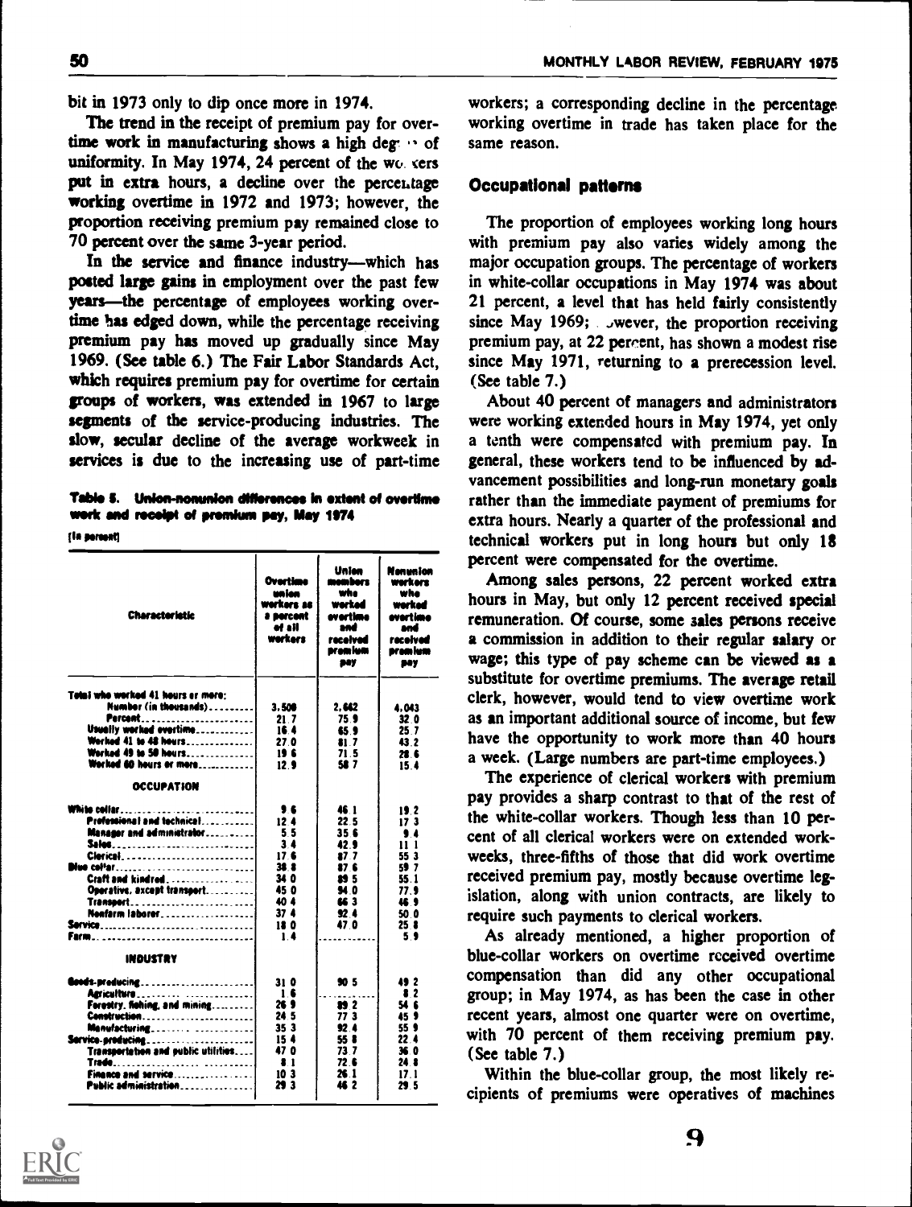bit in 1973 only to dip once more in 1974.

The trend in the receipt of premium pay for overtime work in manufacturing shows a high degree of uniformity. In May 1974, 24 percent of the workers put in extra hours, a decline over the percentage working overtime in 1972 and 1973; however, the proportion receiving premium pay remained close to 70 percent over the same 3-year period.

In the service and finance industry—which has posted large gains in employment over the past few years—the percentage of employees working overtime has edged down, while the percentage receiving premium pay has moved up gradually since May 1969. (See table 6.) The Fair Labor Standards Act, which requires premium pay for overtime for certain groups of workers, was extended in 1967 to large segments of the service-producing industries. The slow, secular decline of the average workweek in services is due to the increasing use of part-time

**Table 5. Union-nonunion differences in extent of overtime work and receipt of premium pay, May 1974**

[In percent]

| Characteristic | Overtime union workers as a percent of all workers | Union members who worked overtime and received premium pay | Nonunion workers who worked overtime and received premium pay |
|---|---|---|---|
| Total who worked 41 hours or more: | | | |
| Number (in thousands) | 3,509 | 2,662 | 4,043 |
| Percent | 21.7 | 75.9 | 32.0 |
| Usually worked overtime | 16.4 | 65.9 | 25.7 |
| Worked 41 to 48 hours | 27.0 | 81.7 | 43.2 |
| Worked 49 to 59 hours | 19.6 | 71.5 | 28.6 |
| Worked 60 hours or more | 12.9 | 58.7 | 15.4 |
| **OCCUPATION** | | | |
| White collar | 9.6 | 46.1 | 19.2 |
| Professional and technical | 12.4 | 22.5 | 17.3 |
| Manager and administrator | 5.5 | 35.6 | 9.4 |
| Sales | 3.4 | 42.9 | 11.1 |
| Clerical | 17.6 | 87.7 | 55.3 |
| Blue collar | 38.8 | 87.6 | 59.7 |
| Craft and kindred | 34.0 | 89.5 | 55.1 |
| Operative, except transport | 45.0 | 94.0 | 77.9 |
| Transport | 40.4 | 66.3 | 46.9 |
| Nonfarm laborer | 37.4 | 92.4 | 50.0 |
| Service | 18.0 | 47.0 | 25.8 |
| Farm | 1.4 | | 5.9 |
| **INDUSTRY** | | | |
| Goods-producing | 31.0 | 90.5 | 49.2 |
| Agriculture | 1.6 | | 8.2 |
| Forestry, fishing, and mining | 26.9 | 89.2 | 54.6 |
| Construction | 24.5 | 77.3 | 45.9 |
| Manufacturing | 35.3 | 92.4 | 55.9 |
| Service-producing | 15.4 | 55.8 | 22.4 |
| Transportation and public utilities | 47.0 | 73.7 | 36.0 |
| Trade | 8.1 | 72.6 | 24.8 |
| Finance and service | 10.3 | 26.1 | 17.1 |
| Public administration | 29.3 | 46.2 | 29.5 |

workers; a corresponding decline in the percentage working overtime in trade has taken place for the same reason.

### Occupational patterns

The proportion of employees working long hours with premium pay also varies widely among the major occupation groups. The percentage of workers in white-collar occupations in May 1974 was about 21 percent, a level that has held fairly consistently since May 1969; however, the proportion receiving premium pay, at 22 percent, has shown a modest rise since May 1971, returning to a prerecession level. (See table 7.)

About 40 percent of managers and administrators were working extended hours in May 1974, yet only a tenth were compensated with premium pay. In general, these workers tend to be influenced by advancement possibilities and long-run monetary goals rather than the immediate payment of premiums for extra hours. Nearly a quarter of the professional and technical workers put in long hours but only 18 percent were compensated for the overtime.

Among sales persons, 22 percent worked extra hours in May, but only 12 percent received special remuneration. Of course, some sales persons receive a commission in addition to their regular salary or wage; this type of pay scheme can be viewed as a substitute for overtime premiums. The average retail clerk, however, would tend to view overtime work as an important additional source of income, but few have the opportunity to work more than 40 hours a week. (Large numbers are part-time employees.)

The experience of clerical workers with premium pay provides a sharp contrast to that of the rest of the white-collar workers. Though less than 10 percent of all clerical workers were on extended workweeks, three-fifths of those that did work overtime received premium pay, mostly because overtime legislation, along with union contracts, are likely to require such payments to clerical workers.

As already mentioned, a higher proportion of blue-collar workers on overtime received overtime compensation than did any other occupational group; in May 1974, as has been the case in other recent years, almost one quarter were on overtime, with 70 percent of them receiving premium pay. (See table 7.)

Within the blue-collar group, the most likely recipients of premiums were operatives of machines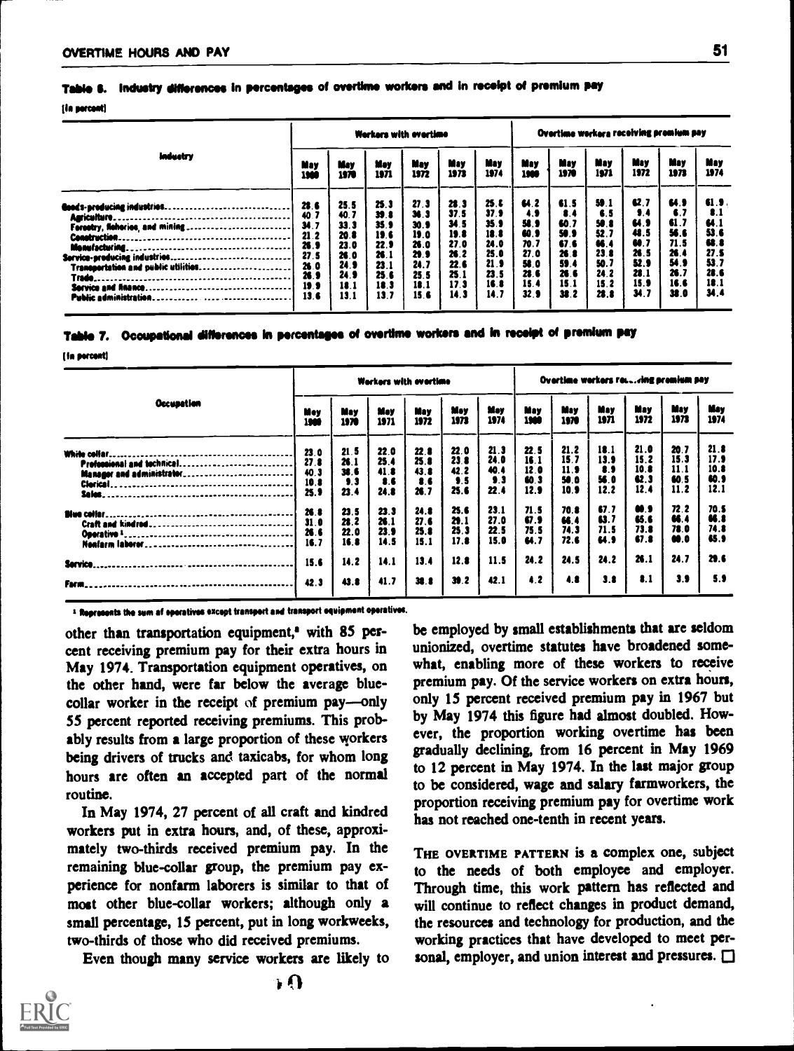## Table 6. Industry differences in percentages of overtime workers and in receipt of premium pay

[In percent]

| Industry | Workers with overtime | | | | | | Overtime workers receiving premium pay | | | | | |
|---|---|---|---|---|---|---|---|---|---|---|---|---|
| | May 1969 | May 1970 | May 1971 | May 1972 | May 1973 | May 1974 | May 1969 | May 1970 | May 1971 | May 1972 | May 1973 | May 1974 |
| Goods-producing industries | 28.6 | 25.5 | 25.3 | 27.3 | 28.3 | 25.6 | 64.2 | 61.5 | 59.1 | 62.7 | 64.9 | 61.9 |
| Agriculture | 40.7 | 40.7 | 39.8 | 36.3 | 37.5 | 37.9 | 4.9 | 8.4 | 6.5 | 9.4 | 6.7 | 8.1 |
| Forestry, fisheries, and mining | 34.7 | 33.3 | 35.9 | 30.9 | 34.5 | 35.9 | 58.9 | 60.7 | 50.8 | 64.9 | 61.7 | 64.1 |
| Construction | 21.2 | 20.8 | 19.6 | 19.0 | 19.8 | 18.8 | 60.9 | 58.9 | 52.7 | 48.5 | 56.6 | 53.6 |
| Manufacturing | 26.9 | 23.0 | 22.9 | 26.0 | 27.0 | 24.0 | 70.7 | 67.6 | 66.4 | 60.7 | 71.5 | 68.8 |
| Service-producing industries | 27.5 | 26.0 | 26.1 | 29.9 | 26.2 | 25.0 | 27.0 | 26.8 | 23.8 | 26.5 | 26.4 | 27.5 |
| Transportation and public utilities | 26.0 | 24.9 | 23.1 | 24.7 | 22.6 | 21.9 | 58.0 | 59.4 | 50.7 | 52.9 | 54.9 | 53.7 |
| Trade | 26.9 | 24.9 | 25.6 | 25.5 | 25.1 | 23.5 | 28.6 | 26.6 | 24.2 | 28.1 | 26.7 | 28.6 |
| Service and finance | 19.9 | 18.1 | 18.3 | 18.1 | 17.3 | 16.8 | 15.4 | 15.1 | 15.2 | 15.9 | 16.6 | 18.1 |
| Public administration | 13.6 | 13.1 | 13.7 | 15.6 | 14.3 | 14.7 | 32.9 | 38.2 | 28.8 | 34.7 | 38.0 | 34.4 |

## Table 7. Occupational differences in percentages of overtime workers and in receipt of premium pay

[In percent]

| Occupation | Workers with overtime | | | | | | Overtime workers receiving premium pay | | | | | |
|---|---|---|---|---|---|---|---|---|---|---|---|---|
| | May 1969 | May 1970 | May 1971 | May 1972 | May 1973 | May 1974 | May 1969 | May 1970 | May 1971 | May 1972 | May 1973 | May 1974 |
| White collar | 23.0 | 21.5 | 22.0 | 22.8 | 22.0 | 21.3 | 22.5 | 21.2 | 18.1 | 21.0 | 20.7 | 21.8 |
| Professional and technical | 27.8 | 26.1 | 25.4 | 25.8 | 23.8 | 24.0 | 16.1 | 15.7 | 13.9 | 15.2 | 15.3 | 17.9 |
| Manager and administrator | 40.3 | 38.6 | 41.8 | 43.8 | 42.2 | 40.4 | 12.0 | 11.9 | 8.9 | 10.8 | 11.1 | 10.8 |
| Clerical | 10.8 | 9.3 | 8.6 | 8.6 | 9.5 | 9.3 | 60.3 | 50.0 | 56.0 | 62.3 | 60.5 | 60.9 |
| Sales | 25.9 | 23.4 | 24.8 | 26.7 | 25.6 | 22.4 | 12.9 | 10.9 | 12.2 | 12.4 | 11.2 | 12.1 |
| Blue collar | 26.8 | 23.5 | 23.3 | 24.8 | 25.6 | 23.1 | 71.5 | 70.8 | 67.7 | 69.9 | 72.2 | 70.5 |
| Craft and kindred | 31.0 | 28.2 | 26.1 | 27.6 | 29.1 | 27.0 | 67.9 | 66.4 | 63.7 | 65.6 | 66.4 | 66.8 |
| Operative [1] | 26.6 | 22.0 | 23.9 | 25.8 | 25.3 | 22.5 | 75.5 | 74.3 | 71.5 | 73.8 | 78.0 | 74.8 |
| Nonfarm laborer | 16.7 | 16.8 | 14.5 | 15.1 | 17.8 | 15.0 | 64.7 | 72.6 | 64.9 | 67.8 | 69.0 | 65.9 |
| Service | 15.6 | 14.2 | 14.1 | 13.4 | 12.8 | 11.5 | 24.2 | 24.5 | 24.2 | 26.1 | 24.7 | 29.6 |
| Farm | 42.3 | 43.8 | 41.7 | 38.8 | 39.2 | 42.1 | 4.2 | 4.8 | 3.8 | 8.1 | 3.9 | 5.9 |

[1] Represents the sum of operatives except transport and transport equipment operatives.

other than transportation equipment,[8] with 85 percent receiving premium pay for their extra hours in May 1974. Transportation equipment operatives, on the other hand, were far below the average blue-collar worker in the receipt of premium pay—only 55 percent reported receiving premiums. This probably results from a large proportion of these workers being drivers of trucks and taxicabs, for whom long hours are often an accepted part of the normal routine.

In May 1974, 27 percent of all craft and kindred workers put in extra hours, and, of these, approximately two-thirds received premium pay. In the remaining blue-collar group, the premium pay experience for nonfarm laborers is similar to that of most other blue-collar workers; although only a small percentage, 15 percent, put in long workweeks, two-thirds of those who did received premiums.

Even though many service workers are likely to be employed by small establishments that are seldom unionized, overtime statutes have broadened somewhat, enabling more of these workers to receive premium pay. Of the service workers on extra hours, only 15 percent received premium pay in 1967 but by May 1974 this figure had almost doubled. However, the proportion working overtime has been gradually declining, from 16 percent in May 1969 to 12 percent in May 1974. In the last major group to be considered, wage and salary farmworkers, the proportion receiving premium pay for overtime work has not reached one-tenth in recent years.

THE OVERTIME PATTERN is a complex one, subject to the needs of both employee and employer. Through time, this work pattern has reflected and will continue to reflect changes in product demand, the resources and technology for production, and the working practices that have developed to meet personal, employer, and union interest and pressures. □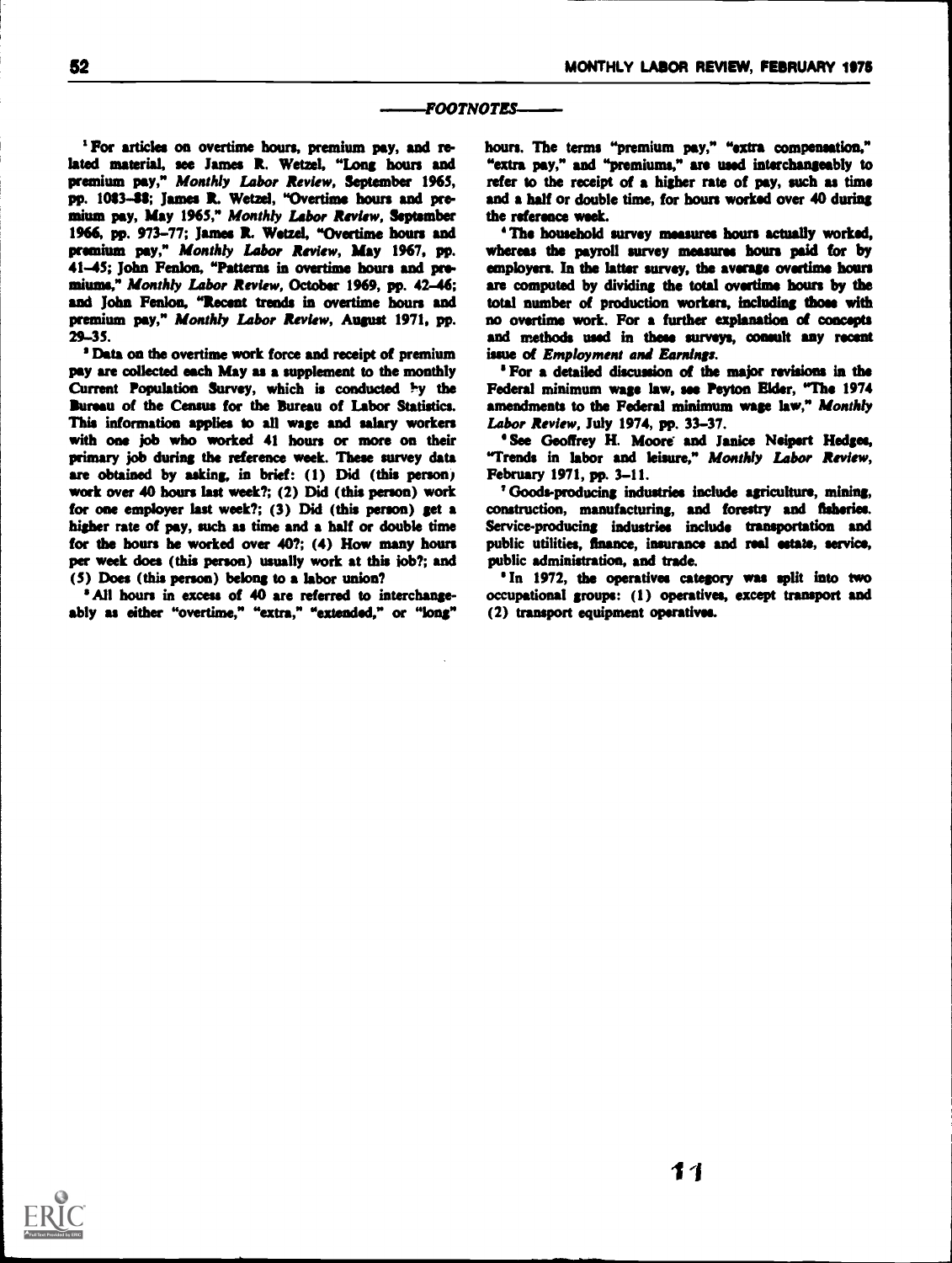## FOOTNOTES

[1] For articles on overtime hours, premium pay, and related material, see James R. Wetzel, "Long hours and premium pay," *Monthly Labor Review*, September 1965, pp. 1083–88; James R. Wetzel, "Overtime hours and premium pay, May 1965," *Monthly Labor Review*, September 1966, pp. 973–77; James R. Wetzel, "Overtime hours and premium pay," *Monthly Labor Review*, May 1967, pp. 41–45; John Fenlon, "Patterns in overtime hours and premiums," *Monthly Labor Review*, October 1969, pp. 42–46; and John Fenlon, "Recent trends in overtime hours and premium pay," *Monthly Labor Review*, August 1971, pp. 29–35.

[2] Data on the overtime work force and receipt of premium pay are collected each May as a supplement to the monthly Current Population Survey, which is conducted by the Bureau of the Census for the Bureau of Labor Statistics. This information applies to all wage and salary workers with one job who worked 41 hours or more on their primary job during the reference week. These survey data are obtained by asking, in brief: (1) Did (this person) work over 40 hours last week?; (2) Did (this person) work for one employer last week?; (3) Did (this person) get a higher rate of pay, such as time and a half or double time for the hours he worked over 40?; (4) How many hours per week does (this person) usually work at this job?; and (5) Does (this person) belong to a labor union?

[3] All hours in excess of 40 are referred to interchangeably as either "overtime," "extra," "extended," or "long" hours. The terms "premium pay," "extra compensation," "extra pay," and "premiums," are used interchangeably to refer to the receipt of a higher rate of pay, such as time and a half or double time, for hours worked over 40 during the reference week.

[4] The household survey measures hours actually worked, whereas the payroll survey measures hours paid for by employers. In the latter survey, the average overtime hours are computed by dividing the total overtime hours by the total number of production workers, including those with no overtime work. For a further explanation of concepts and methods used in these surveys, consult any recent issue of *Employment and Earnings*.

[5] For a detailed discussion of the major revisions in the Federal minimum wage law, see Peyton Elder, "The 1974 amendments to the Federal minimum wage law," *Monthly Labor Review*, July 1974, pp. 33–37.

[6] See Geoffrey H. Moore and Janice Neipert Hedges, "Trends in labor and leisure," *Monthly Labor Review*, February 1971, pp. 3–11.

[7] Goods-producing industries include agriculture, mining, construction, manufacturing, and forestry and fisheries. Service-producing industries include transportation and public utilities, finance, insurance and real estate, service, public administration, and trade.

[8] In 1972, the operatives category was split into two occupational groups: (1) operatives, except transport and (2) transport equipment operatives.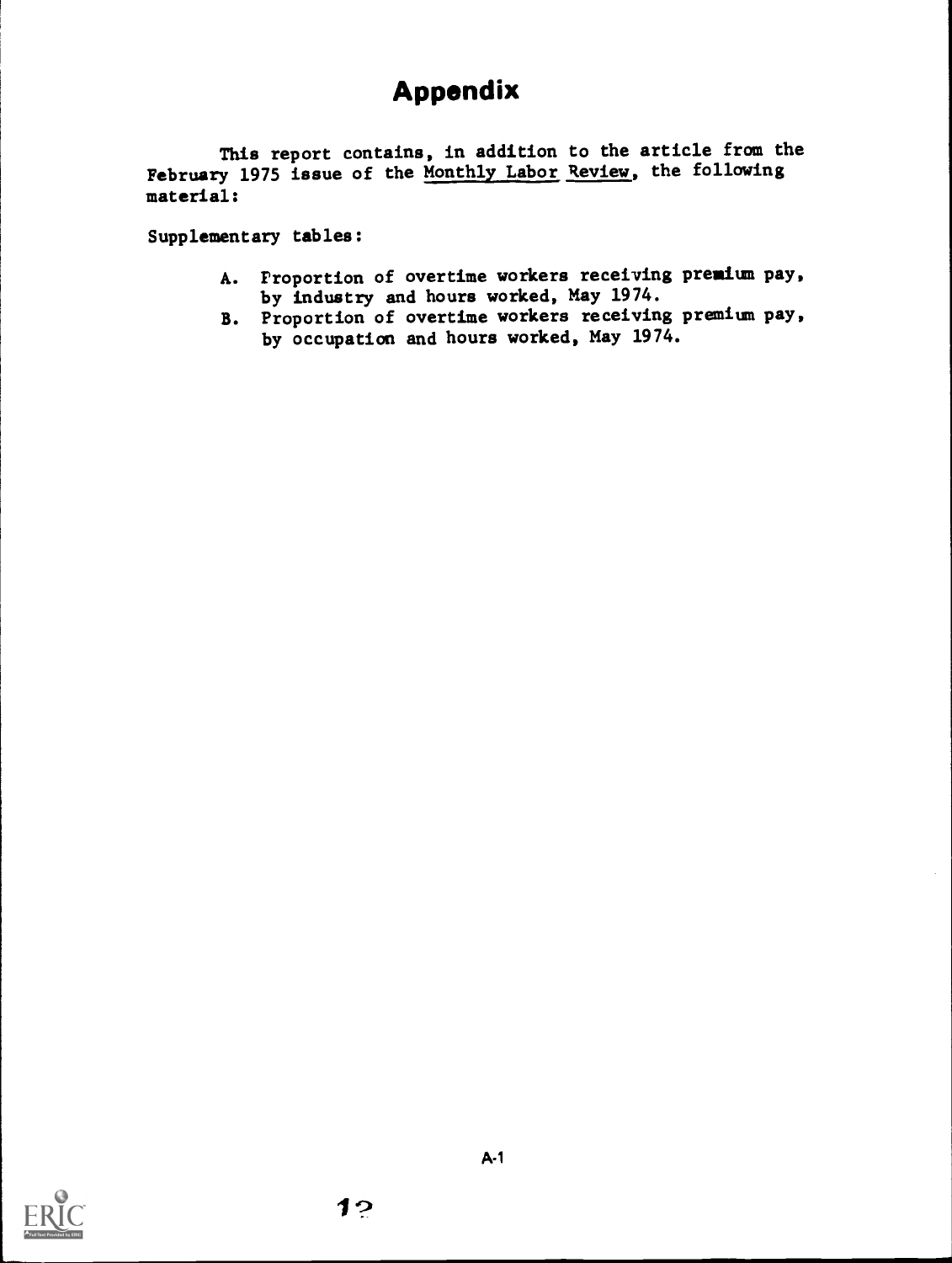# Appendix

This report contains, in addition to the article from the February 1975 issue of the Monthly Labor Review, the following material:

Supplementary tables:

A. Proportion of overtime workers receiving premium pay, by industry and hours worked, May 1974.

B. Proportion of overtime workers receiving premium pay, by occupation and hours worked, May 1974.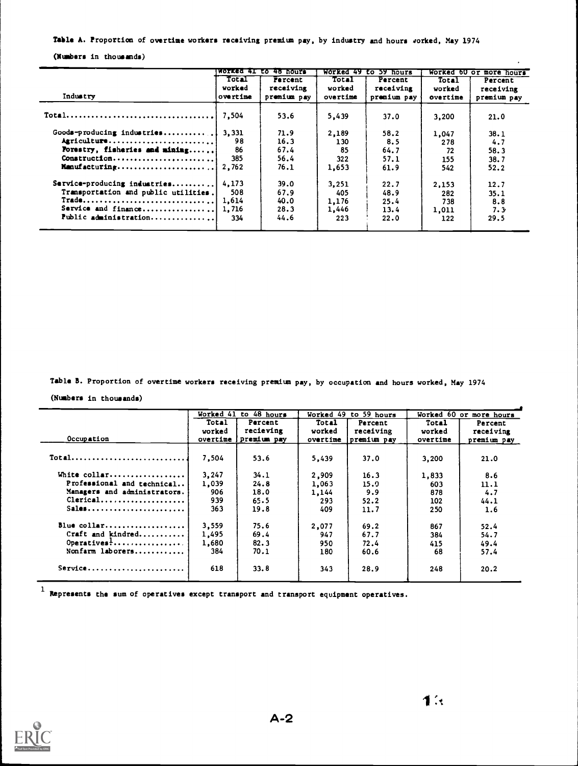Table A. Proportion of overtime workers receiving premium pay, by industry and hours worked, May 1974

(Numbers in thousands)

| Industry | Worked 41 to 48 hours | | Worked 49 to 59 hours | | Worked 60 or more hours | |
|---|---|---|---|---|---|---|
| | Total worked overtime | Percent receiving premium pay | Total worked overtime | Percent receiving premium pay | Total worked overtime | Percent receiving premium pay |
| Total | 7,504 | 53.6 | 5,439 | 37.0 | 3,200 | 21.0 |
| Goods-producing industries | 3,331 | 71.9 | 2,189 | 58.2 | 1,047 | 38.1 |
| Agriculture | 98 | 16.3 | 130 | 8.5 | 278 | 4.7 |
| Forestry, fisheries and mining | 86 | 67.4 | 85 | 64.7 | 72 | 58.3 |
| Construction | 385 | 56.4 | 322 | 57.1 | 155 | 38.7 |
| Manufacturing | 2,762 | 76.1 | 1,653 | 61.9 | 542 | 52.2 |
| Service-producing industries | 4,173 | 39.0 | 3,251 | 22.7 | 2,153 | 12.7 |
| Transportation and public utilities | 508 | 67.9 | 405 | 48.9 | 282 | 35.1 |
| Trade | 1,614 | 40.0 | 1,176 | 25.4 | 738 | 8.8 |
| Service and finance | 1,716 | 28.3 | 1,446 | 13.4 | 1,011 | 7.3 |
| Public administration | 334 | 44.6 | 223 | 22.0 | 122 | 29.5 |

Table B. Proportion of overtime workers receiving premium pay, by occupation and hours worked, May 1974

(Numbers in thousands)

| Occupation | Worked 41 to 48 hours | | Worked 49 to 59 hours | | Worked 60 or more hours | |
|---|---|---|---|---|---|---|
| | Total worked overtime | Percent recieving premium pay | Total worked overtime | Percent receiving premium pay | Total worked overtime | Percent receiving premium pay |
| Total | 7,504 | 53.6 | 5,439 | 37.0 | 3,200 | 21.0 |
| White collar | 3,247 | 34.1 | 2,909 | 16.3 | 1,833 | 8.6 |
| Professional and technical | 1,039 | 24.8 | 1,063 | 15.0 | 603 | 11.1 |
| Managers and administrators | 906 | 18.0 | 1,144 | 9.9 | 878 | 4.7 |
| Clerical | 939 | 65.5 | 293 | 52.2 | 102 | 44.1 |
| Sales | 363 | 19.8 | 409 | 11.7 | 250 | 1.6 |
| Blue collar | 3,559 | 75.6 | 2,077 | 69.2 | 867 | 52.4 |
| Craft and kindred | 1,495 | 69.4 | 947 | 67.7 | 384 | 54.7 |
| Operatives[1] | 1,680 | 82.3 | 950 | 72.4 | 415 | 49.4 |
| Nonfarm laborers | 384 | 70.1 | 180 | 60.6 | 68 | 57.4 |
| Service | 618 | 33.8 | 343 | 28.9 | 248 | 20.2 |

[1] Represents the sum of operatives except transport and transport equipment operatives.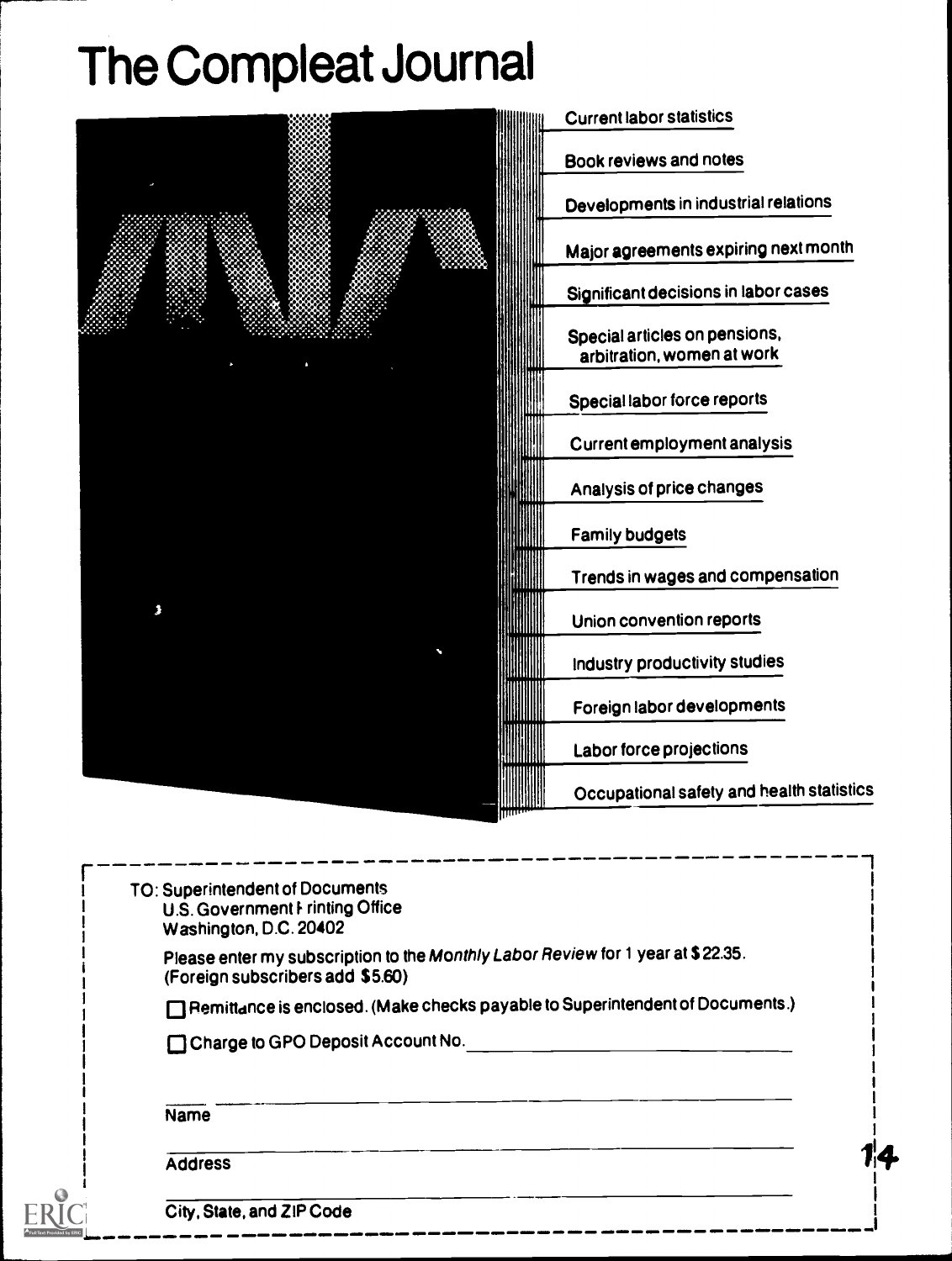# The Compleat Journal

- Current labor statistics
- Book reviews and notes
- Developments in industrial relations
- Major agreements expiring next month
- Significant decisions in labor cases
- Special articles on pensions, arbitration, women at work
- Special labor force reports
- Current employment analysis
- Analysis of price changes
- Family budgets
- Trends in wages and compensation
- Union convention reports
- Industry productivity studies
- Foreign labor developments
- Labor force projections
- Occupational safety and health statistics

---

TO: Superintendent of Documents
U.S. Government Printing Office
Washington, D.C. 20402

Please enter my subscription to the *Monthly Labor Review* for 1 year at $22.35. (Foreign subscribers add $5.60)

☐ Remittance is enclosed. (Make checks payable to Superintendent of Documents.)

☐ Charge to GPO Deposit Account No. ______________________

______________________
Name

______________________
Address

______________________
City, State, and ZIP Code